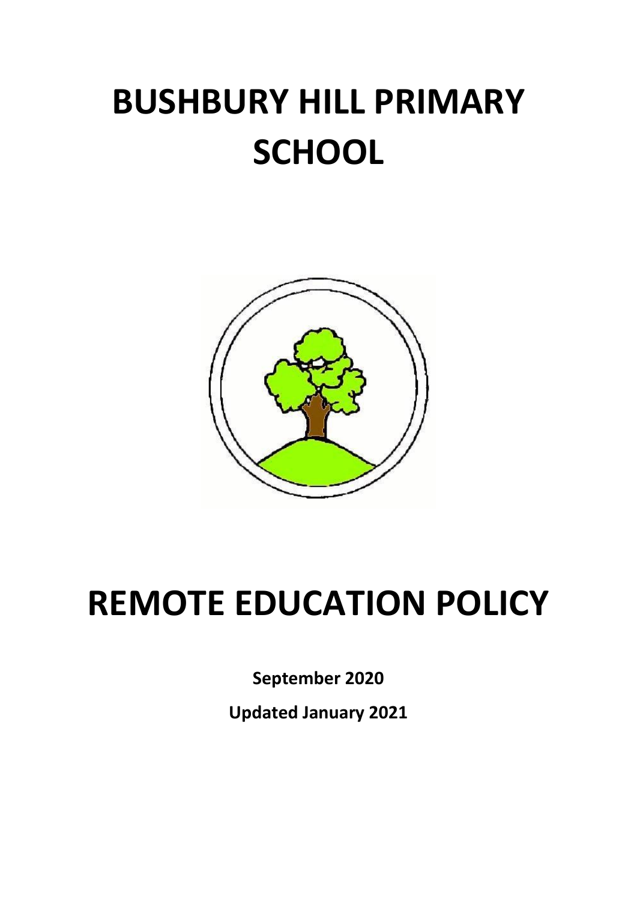# BUSHBURY HILL PRIMARY SCHOOL

# REMOTE EDUCATION POLICY

**September 2020**

**Updated January 2021**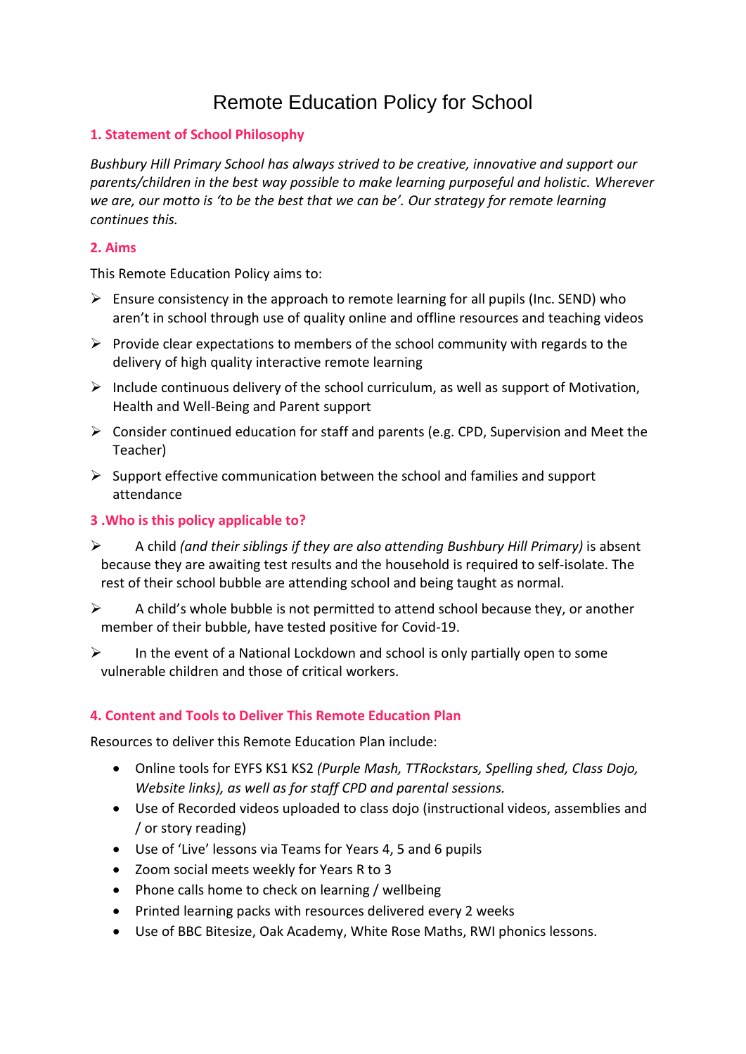# Remote Education Policy for School

## 1. Statement of School Philosophy

*Bushbury Hill Primary School has always strived to be creative, innovative and support our parents/children in the best way possible to make learning purposeful and holistic. Wherever we are, our motto is 'to be the best that we can be'. Our strategy for remote learning continues this.*

## 2. Aims

This Remote Education Policy aims to:

- Ensure consistency in the approach to remote learning for all pupils (Inc. SEND) who aren't in school through use of quality online and offline resources and teaching videos
- Provide clear expectations to members of the school community with regards to the delivery of high quality interactive remote learning
- Include continuous delivery of the school curriculum, as well as support of Motivation, Health and Well-Being and Parent support
- Consider continued education for staff and parents (e.g. CPD, Supervision and Meet the Teacher)
- Support effective communication between the school and families and support attendance

## 3 .Who is this policy applicable to?

- A child *(and their siblings if they are also attending Bushbury Hill Primary)* is absent because they are awaiting test results and the household is required to self-isolate. The rest of their school bubble are attending school and being taught as normal.
- A child's whole bubble is not permitted to attend school because they, or another member of their bubble, have tested positive for Covid-19.
- In the event of a National Lockdown and school is only partially open to some vulnerable children and those of critical workers.

## 4. Content and Tools to Deliver This Remote Education Plan

Resources to deliver this Remote Education Plan include:

- Online tools for EYFS KS1 KS2 *(Purple Mash, TTRockstars, Spelling shed, Class Dojo, Website links), as well as for staff CPD and parental sessions.*
- Use of Recorded videos uploaded to class dojo (instructional videos, assemblies and / or story reading)
- Use of 'Live' lessons via Teams for Years 4, 5 and 6 pupils
- Zoom social meets weekly for Years R to 3
- Phone calls home to check on learning / wellbeing
- Printed learning packs with resources delivered every 2 weeks
- Use of BBC Bitesize, Oak Academy, White Rose Maths, RWI phonics lessons.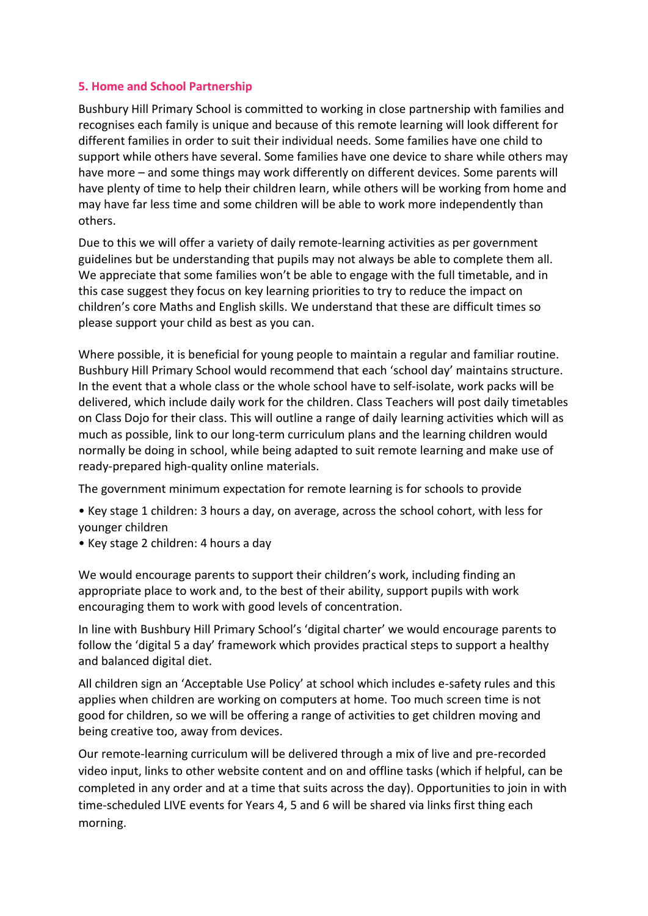## 5. Home and School Partnership

Bushbury Hill Primary School is committed to working in close partnership with families and recognises each family is unique and because of this remote learning will look different for different families in order to suit their individual needs. Some families have one child to support while others have several. Some families have one device to share while others may have more – and some things may work differently on different devices. Some parents will have plenty of time to help their children learn, while others will be working from home and may have far less time and some children will be able to work more independently than others.

Due to this we will offer a variety of daily remote-learning activities as per government guidelines but be understanding that pupils may not always be able to complete them all. We appreciate that some families won't be able to engage with the full timetable, and in this case suggest they focus on key learning priorities to try to reduce the impact on children's core Maths and English skills. We understand that these are difficult times so please support your child as best as you can.

Where possible, it is beneficial for young people to maintain a regular and familiar routine. Bushbury Hill Primary School would recommend that each 'school day' maintains structure. In the event that a whole class or the whole school have to self-isolate, work packs will be delivered, which include daily work for the children. Class Teachers will post daily timetables on Class Dojo for their class. This will outline a range of daily learning activities which will as much as possible, link to our long-term curriculum plans and the learning children would normally be doing in school, while being adapted to suit remote learning and make use of ready-prepared high-quality online materials.

The government minimum expectation for remote learning is for schools to provide

- Key stage 1 children: 3 hours a day, on average, across the school cohort, with less for younger children
- Key stage 2 children: 4 hours a day

We would encourage parents to support their children's work, including finding an appropriate place to work and, to the best of their ability, support pupils with work encouraging them to work with good levels of concentration.

In line with Bushbury Hill Primary School's 'digital charter' we would encourage parents to follow the 'digital 5 a day' framework which provides practical steps to support a healthy and balanced digital diet.

All children sign an 'Acceptable Use Policy' at school which includes e-safety rules and this applies when children are working on computers at home. Too much screen time is not good for children, so we will be offering a range of activities to get children moving and being creative too, away from devices.

Our remote-learning curriculum will be delivered through a mix of live and pre-recorded video input, links to other website content and on and offline tasks (which if helpful, can be completed in any order and at a time that suits across the day). Opportunities to join in with time-scheduled LIVE events for Years 4, 5 and 6 will be shared via links first thing each morning.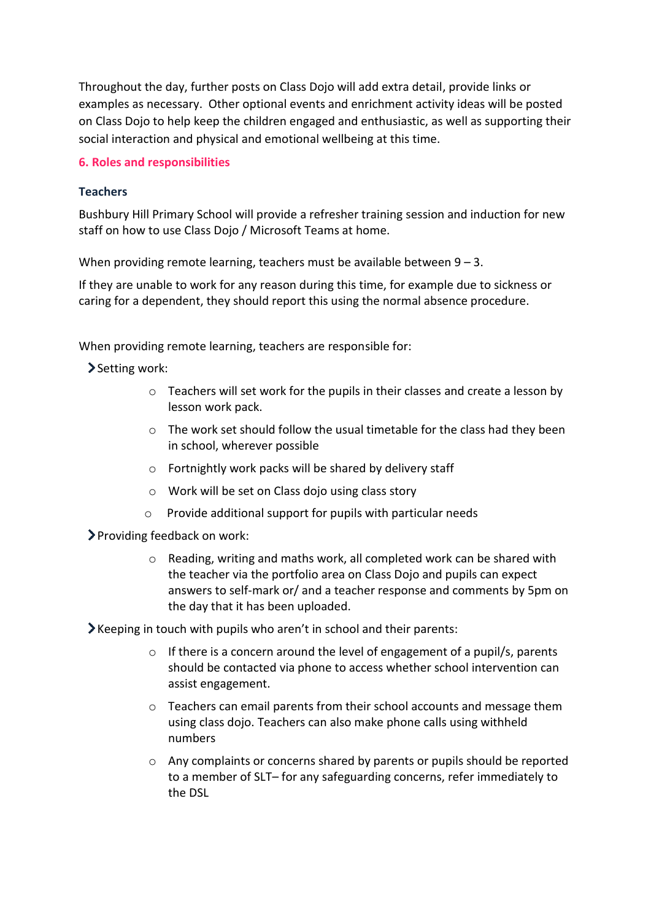Throughout the day, further posts on Class Dojo will add extra detail, provide links or examples as necessary. Other optional events and enrichment activity ideas will be posted on Class Dojo to help keep the children engaged and enthusiastic, as well as supporting their social interaction and physical and emotional wellbeing at this time.

## 6. Roles and responsibilities

### Teachers

Bushbury Hill Primary School will provide a refresher training session and induction for new staff on how to use Class Dojo / Microsoft Teams at home.

When providing remote learning, teachers must be available between 9 – 3.

If they are unable to work for any reason during this time, for example due to sickness or caring for a dependent, they should report this using the normal absence procedure.

When providing remote learning, teachers are responsible for:

- Setting work:
  - Teachers will set work for the pupils in their classes and create a lesson by lesson work pack.
  - The work set should follow the usual timetable for the class had they been in school, wherever possible
  - Fortnightly work packs will be shared by delivery staff
  - Work will be set on Class dojo using class story
  - Provide additional support for pupils with particular needs
- Providing feedback on work:
  - Reading, writing and maths work, all completed work can be shared with the teacher via the portfolio area on Class Dojo and pupils can expect answers to self-mark or/ and a teacher response and comments by 5pm on the day that it has been uploaded.
- Keeping in touch with pupils who aren't in school and their parents:
  - If there is a concern around the level of engagement of a pupil/s, parents should be contacted via phone to access whether school intervention can assist engagement.
  - Teachers can email parents from their school accounts and message them using class dojo. Teachers can also make phone calls using withheld numbers
  - Any complaints or concerns shared by parents or pupils should be reported to a member of SLT– for any safeguarding concerns, refer immediately to the DSL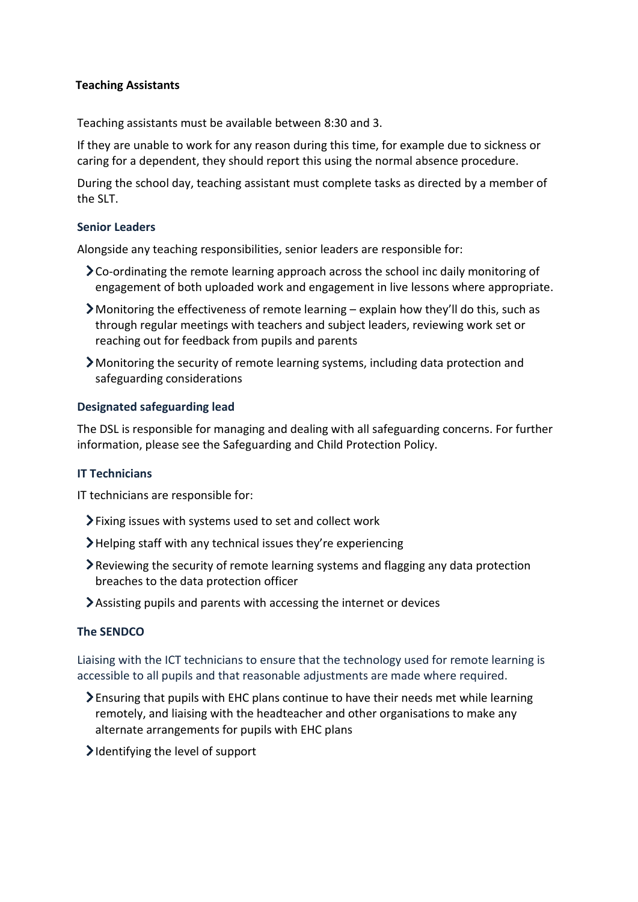### Teaching Assistants

Teaching assistants must be available between 8:30 and 3.

If they are unable to work for any reason during this time, for example due to sickness or caring for a dependent, they should report this using the normal absence procedure.

During the school day, teaching assistant must complete tasks as directed by a member of the SLT.

### Senior Leaders

Alongside any teaching responsibilities, senior leaders are responsible for:

- Co-ordinating the remote learning approach across the school inc daily monitoring of engagement of both uploaded work and engagement in live lessons where appropriate.
- Monitoring the effectiveness of remote learning – explain how they'll do this, such as through regular meetings with teachers and subject leaders, reviewing work set or reaching out for feedback from pupils and parents
- Monitoring the security of remote learning systems, including data protection and safeguarding considerations

### Designated safeguarding lead

The DSL is responsible for managing and dealing with all safeguarding concerns. For further information, please see the Safeguarding and Child Protection Policy.

### IT Technicians

IT technicians are responsible for:

- Fixing issues with systems used to set and collect work
- Helping staff with any technical issues they're experiencing
- Reviewing the security of remote learning systems and flagging any data protection breaches to the data protection officer
- Assisting pupils and parents with accessing the internet or devices

### The SENDCO

Liaising with the ICT technicians to ensure that the technology used for remote learning is accessible to all pupils and that reasonable adjustments are made where required.

- Ensuring that pupils with EHC plans continue to have their needs met while learning remotely, and liaising with the headteacher and other organisations to make any alternate arrangements for pupils with EHC plans
- Identifying the level of support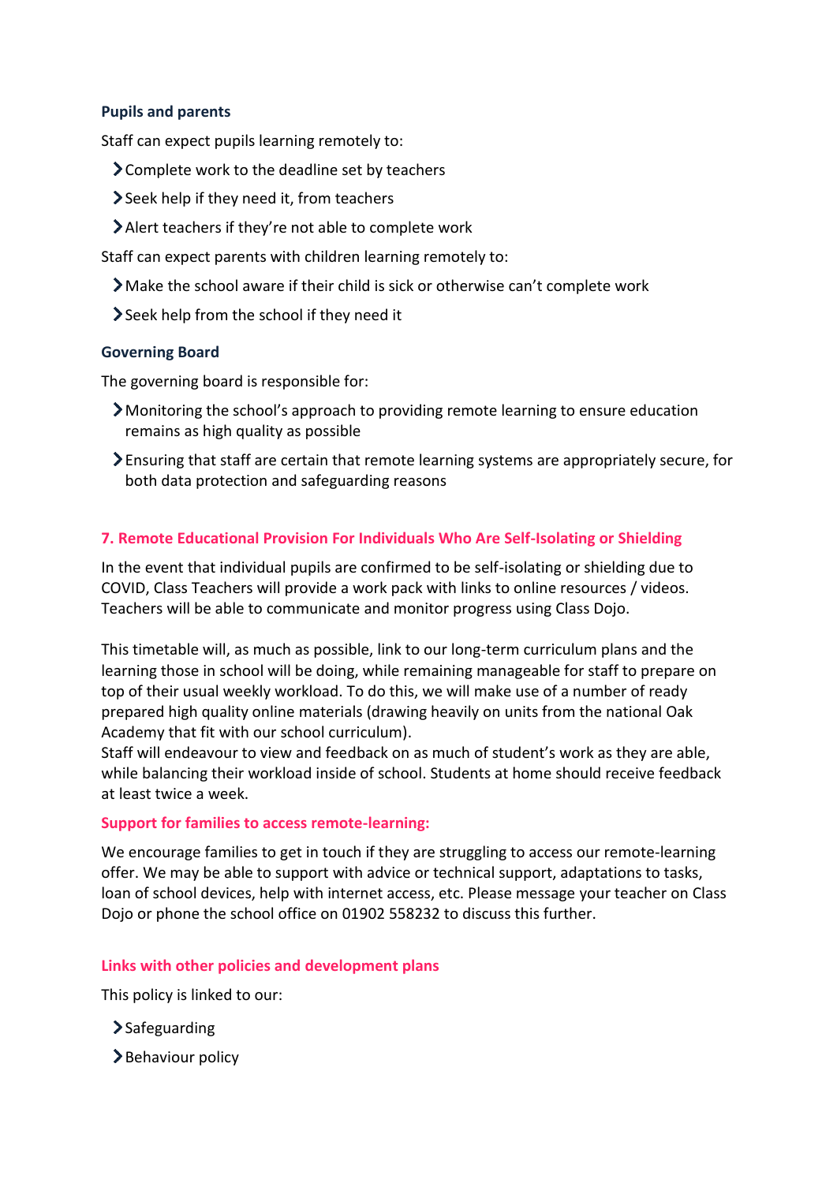### Pupils and parents

Staff can expect pupils learning remotely to:

- Complete work to the deadline set by teachers
- Seek help if they need it, from teachers
- Alert teachers if they're not able to complete work

Staff can expect parents with children learning remotely to:

- Make the school aware if their child is sick or otherwise can't complete work
- Seek help from the school if they need it

### Governing Board

The governing board is responsible for:

- Monitoring the school's approach to providing remote learning to ensure education remains as high quality as possible
- Ensuring that staff are certain that remote learning systems are appropriately secure, for both data protection and safeguarding reasons

## 7. Remote Educational Provision For Individuals Who Are Self-Isolating or Shielding

In the event that individual pupils are confirmed to be self-isolating or shielding due to COVID, Class Teachers will provide a work pack with links to online resources / videos. Teachers will be able to communicate and monitor progress using Class Dojo.

This timetable will, as much as possible, link to our long-term curriculum plans and the learning those in school will be doing, while remaining manageable for staff to prepare on top of their usual weekly workload. To do this, we will make use of a number of ready prepared high quality online materials (drawing heavily on units from the national Oak Academy that fit with our school curriculum).
Staff will endeavour to view and feedback on as much of student's work as they are able, while balancing their workload inside of school. Students at home should receive feedback at least twice a week.

### Support for families to access remote-learning:

We encourage families to get in touch if they are struggling to access our remote-learning offer. We may be able to support with advice or technical support, adaptations to tasks, loan of school devices, help with internet access, etc. Please message your teacher on Class Dojo or phone the school office on 01902 558232 to discuss this further.

### Links with other policies and development plans

This policy is linked to our:

- Safeguarding
- Behaviour policy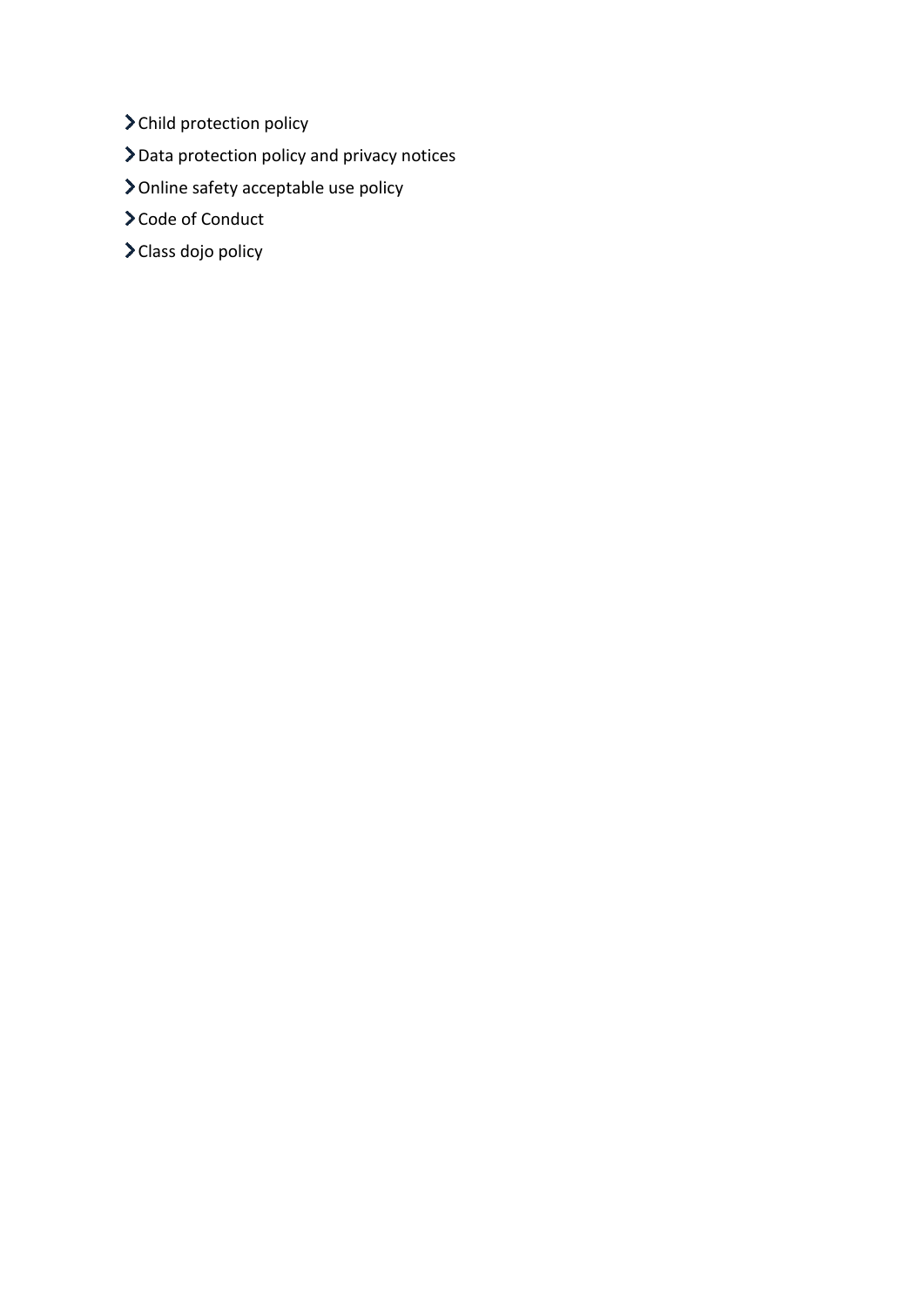- Child protection policy
- Data protection policy and privacy notices
- Online safety acceptable use policy
- Code of Conduct
- Class dojo policy